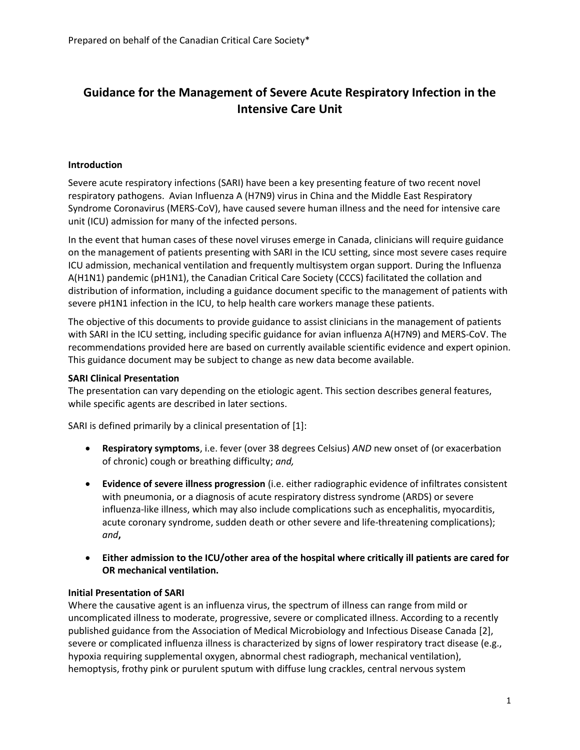Prepared on behalf of the Canadian Critical Care Society*

# Guidance for the Management of Severe Acute Respiratory Infection in the Intensive Care Unit

## Introduction

Severe acute respiratory infections (SARI) have been a key presenting feature of two recent novel respiratory pathogens. Avian Influenza A (H7N9) virus in China and the Middle East Respiratory Syndrome Coronavirus (MERS-CoV), have caused severe human illness and the need for intensive care unit (ICU) admission for many of the infected persons.

In the event that human cases of these novel viruses emerge in Canada, clinicians will require guidance on the management of patients presenting with SARI in the ICU setting, since most severe cases require ICU admission, mechanical ventilation and frequently multisystem organ support. During the Influenza A(H1N1) pandemic (pH1N1), the Canadian Critical Care Society (CCCS) facilitated the collation and distribution of information, including a guidance document specific to the management of patients with severe pH1N1 infection in the ICU, to help health care workers manage these patients.

The objective of this documents to provide guidance to assist clinicians in the management of patients with SARI in the ICU setting, including specific guidance for avian influenza A(H7N9) and MERS-CoV. The recommendations provided here are based on currently available scientific evidence and expert opinion. This guidance document may be subject to change as new data become available.

## SARI Clinical Presentation

The presentation can vary depending on the etiologic agent. This section describes general features, while specific agents are described in later sections.

SARI is defined primarily by a clinical presentation of [1]:

- **Respiratory symptoms**, i.e. fever (over 38 degrees Celsius) *AND* new onset of (or exacerbation of chronic) cough or breathing difficulty; *and,*
- **Evidence of severe illness progression** (i.e. either radiographic evidence of infiltrates consistent with pneumonia, or a diagnosis of acute respiratory distress syndrome (ARDS) or severe influenza-like illness, which may also include complications such as encephalitis, myocarditis, acute coronary syndrome, sudden death or other severe and life-threatening complications); *and*,
- **Either admission to the ICU/other area of the hospital where critically ill patients are cared for OR mechanical ventilation.**

## Initial Presentation of SARI

Where the causative agent is an influenza virus, the spectrum of illness can range from mild or uncomplicated illness to moderate, progressive, severe or complicated illness. According to a recently published guidance from the Association of Medical Microbiology and Infectious Disease Canada [2], severe or complicated influenza illness is characterized by signs of lower respiratory tract disease (e.g., hypoxia requiring supplemental oxygen, abnormal chest radiograph, mechanical ventilation), hemoptysis, frothy pink or purulent sputum with diffuse lung crackles, central nervous system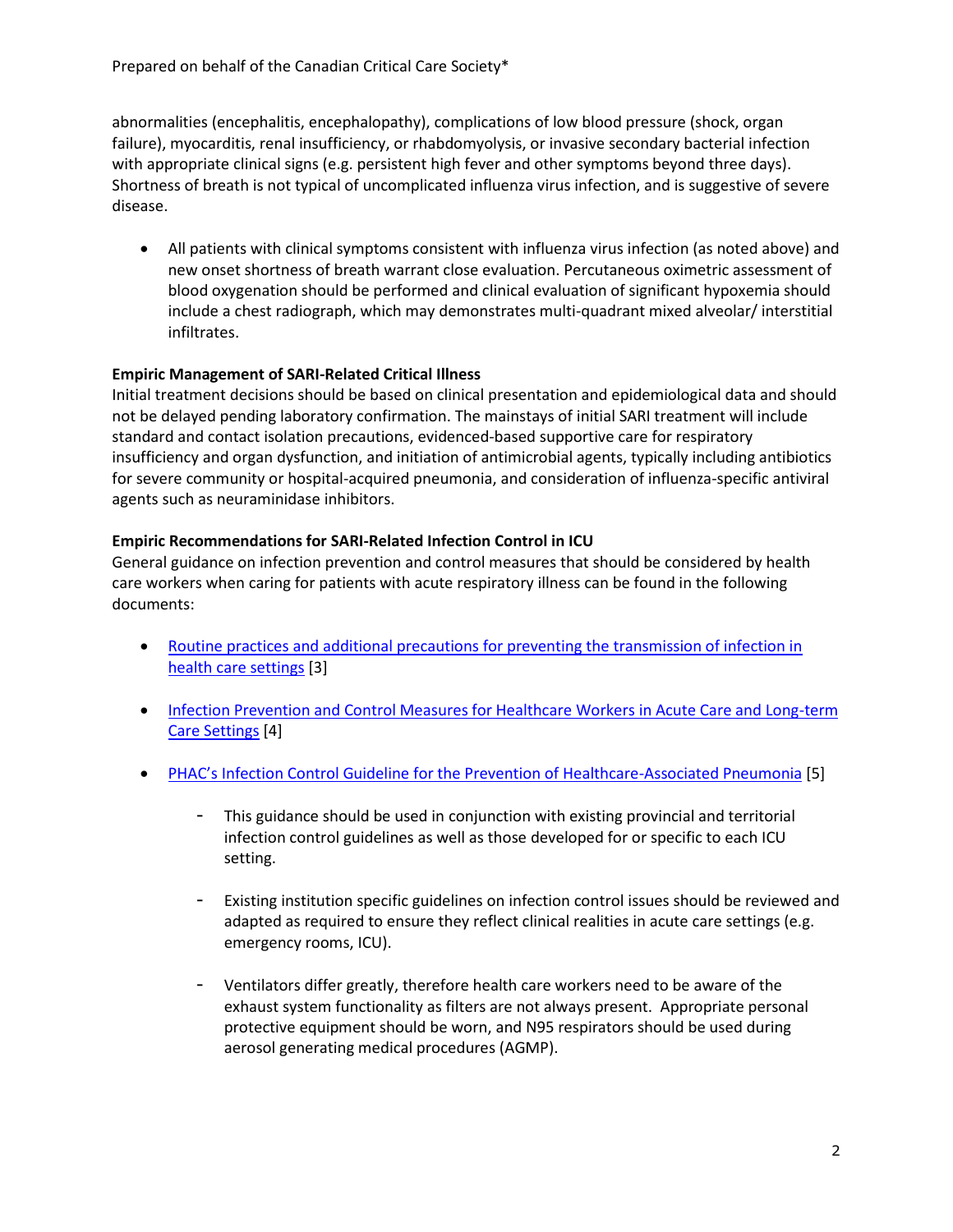abnormalities (encephalitis, encephalopathy), complications of low blood pressure (shock, organ failure), myocarditis, renal insufficiency, or rhabdomyolysis, or invasive secondary bacterial infection with appropriate clinical signs (e.g. persistent high fever and other symptoms beyond three days). Shortness of breath is not typical of uncomplicated influenza virus infection, and is suggestive of severe disease.

- All patients with clinical symptoms consistent with influenza virus infection (as noted above) and new onset shortness of breath warrant close evaluation. Percutaneous oximetric assessment of blood oxygenation should be performed and clinical evaluation of significant hypoxemia should include a chest radiograph, which may demonstrates multi-quadrant mixed alveolar/ interstitial infiltrates.

**Empiric Management of SARI-Related Critical Illness**

Initial treatment decisions should be based on clinical presentation and epidemiological data and should not be delayed pending laboratory confirmation. The mainstays of initial SARI treatment will include standard and contact isolation precautions, evidenced-based supportive care for respiratory insufficiency and organ dysfunction, and initiation of antimicrobial agents, typically including antibiotics for severe community or hospital-acquired pneumonia, and consideration of influenza-specific antiviral agents such as neuraminidase inhibitors.

**Empiric Recommendations for SARI-Related Infection Control in ICU**

General guidance on infection prevention and control measures that should be considered by health care workers when caring for patients with acute respiratory illness can be found in the following documents:

- Routine practices and additional precautions for preventing the transmission of infection in health care settings [3]
- Infection Prevention and Control Measures for Healthcare Workers in Acute Care and Long-term Care Settings [4]
- PHAC's Infection Control Guideline for the Prevention of Healthcare-Associated Pneumonia [5]
    - This guidance should be used in conjunction with existing provincial and territorial infection control guidelines as well as those developed for or specific to each ICU setting.
    - Existing institution specific guidelines on infection control issues should be reviewed and adapted as required to ensure they reflect clinical realities in acute care settings (e.g. emergency rooms, ICU).
    - Ventilators differ greatly, therefore health care workers need to be aware of the exhaust system functionality as filters are not always present. Appropriate personal protective equipment should be worn, and N95 respirators should be used during aerosol generating medical procedures (AGMP).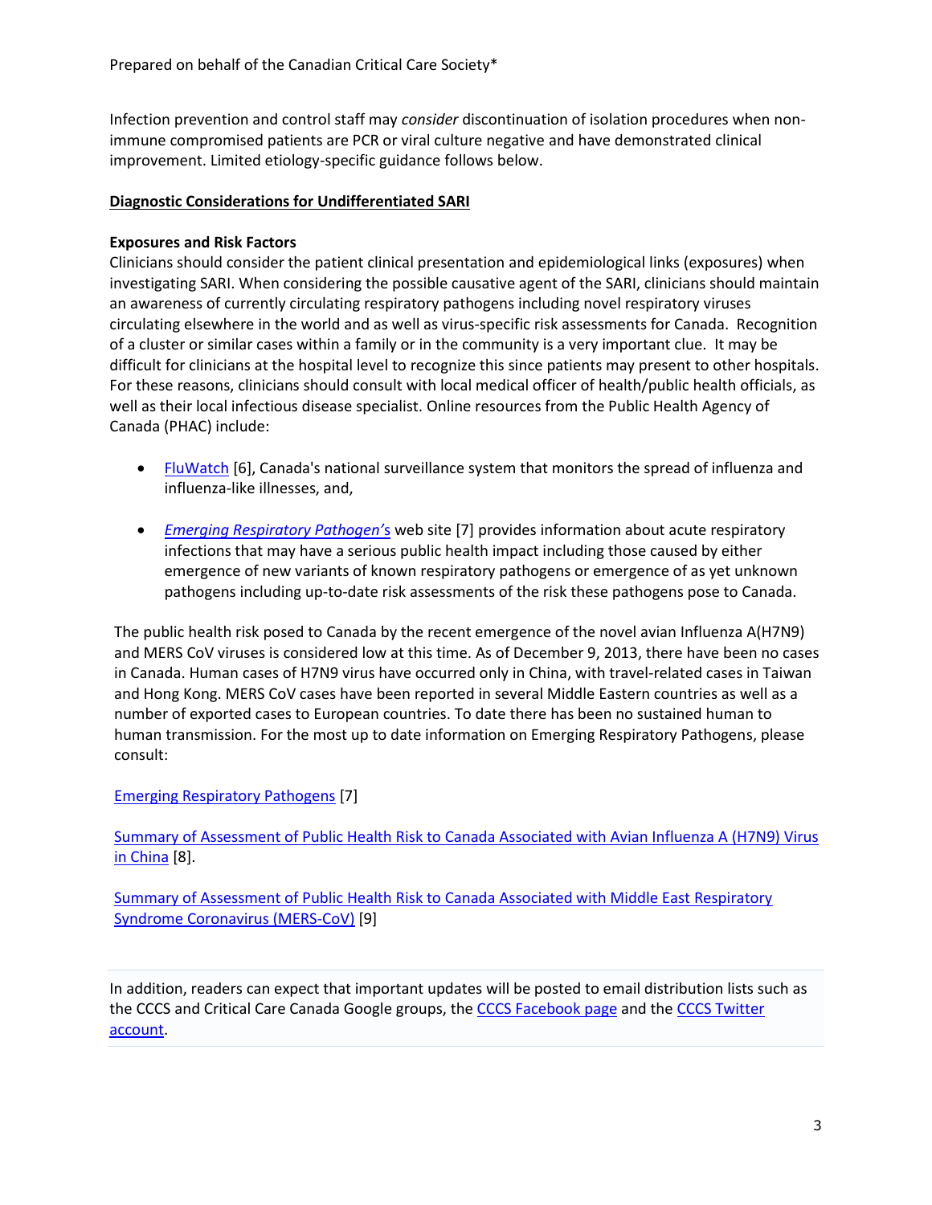Infection prevention and control staff may *consider* discontinuation of isolation procedures when non-immune compromised patients are PCR or viral culture negative and have demonstrated clinical improvement. Limited etiology-specific guidance follows below.

## Diagnostic Considerations for Undifferentiated SARI

### Exposures and Risk Factors

Clinicians should consider the patient clinical presentation and epidemiological links (exposures) when investigating SARI. When considering the possible causative agent of the SARI, clinicians should maintain an awareness of currently circulating respiratory pathogens including novel respiratory viruses circulating elsewhere in the world and as well as virus-specific risk assessments for Canada. Recognition of a cluster or similar cases within a family or in the community is a very important clue. It may be difficult for clinicians at the hospital level to recognize this since patients may present to other hospitals. For these reasons, clinicians should consult with local medical officer of health/public health officials, as well as their local infectious disease specialist. Online resources from the Public Health Agency of Canada (PHAC) include:

- FluWatch [6], Canada's national surveillance system that monitors the spread of influenza and influenza-like illnesses, and,
- *Emerging Respiratory Pathogen's* web site [7] provides information about acute respiratory infections that may have a serious public health impact including those caused by either emergence of new variants of known respiratory pathogens or emergence of as yet unknown pathogens including up-to-date risk assessments of the risk these pathogens pose to Canada.

The public health risk posed to Canada by the recent emergence of the novel avian Influenza A(H7N9) and MERS CoV viruses is considered low at this time. As of December 9, 2013, there have been no cases in Canada. Human cases of H7N9 virus have occurred only in China, with travel-related cases in Taiwan and Hong Kong. MERS CoV cases have been reported in several Middle Eastern countries as well as a number of exported cases to European countries. To date there has been no sustained human to human transmission. For the most up to date information on Emerging Respiratory Pathogens, please consult:

Emerging Respiratory Pathogens [7]

Summary of Assessment of Public Health Risk to Canada Associated with Avian Influenza A (H7N9) Virus in China [8].

Summary of Assessment of Public Health Risk to Canada Associated with Middle East Respiratory Syndrome Coronavirus (MERS-CoV) [9]

In addition, readers can expect that important updates will be posted to email distribution lists such as the CCCS and Critical Care Canada Google groups, the CCCS Facebook page and the CCCS Twitter account.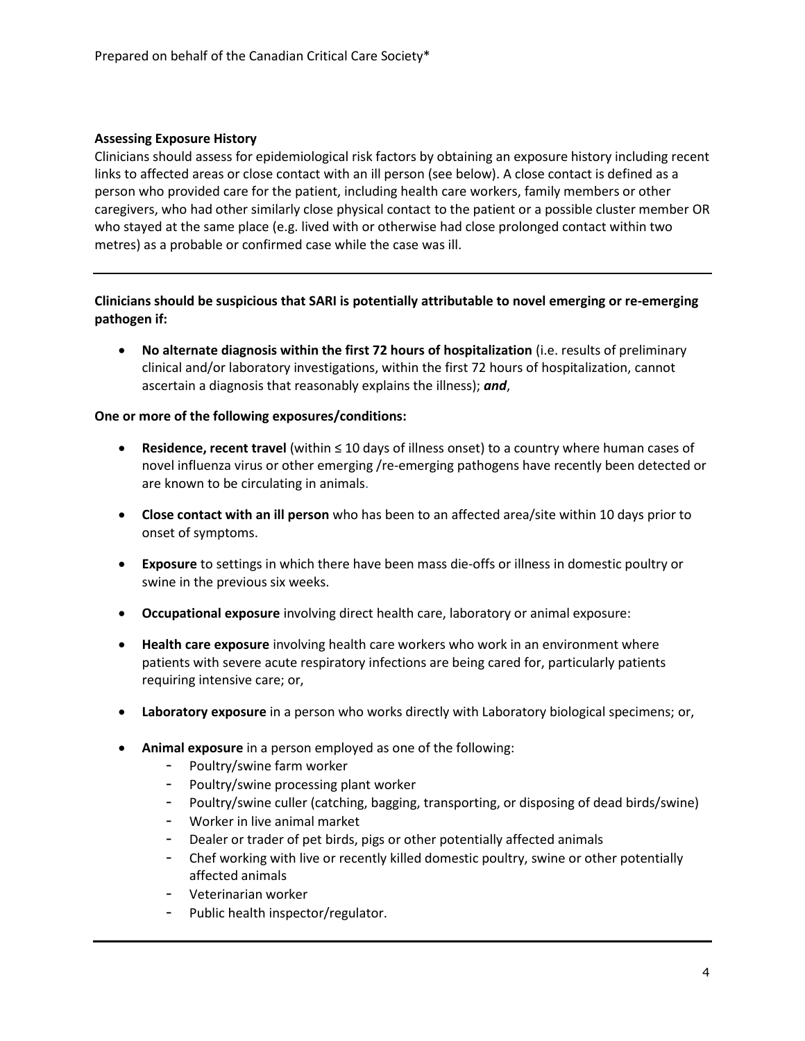**Assessing Exposure History**

Clinicians should assess for epidemiological risk factors by obtaining an exposure history including recent links to affected areas or close contact with an ill person (see below). A close contact is defined as a person who provided care for the patient, including health care workers, family members or other caregivers, who had other similarly close physical contact to the patient or a possible cluster member OR who stayed at the same place (e.g. lived with or otherwise had close prolonged contact within two metres) as a probable or confirmed case while the case was ill.

---

**Clinicians should be suspicious that SARI is potentially attributable to novel emerging or re-emerging pathogen if:**

- **No alternate diagnosis within the first 72 hours of hospitalization** (i.e. results of preliminary clinical and/or laboratory investigations, within the first 72 hours of hospitalization, cannot ascertain a diagnosis that reasonably explains the illness); ***and***,

**One or more of the following exposures/conditions:**

- **Residence, recent travel** (within ≤ 10 days of illness onset) to a country where human cases of novel influenza virus or other emerging /re-emerging pathogens have recently been detected or are known to be circulating in animals.
- **Close contact with an ill person** who has been to an affected area/site within 10 days prior to onset of symptoms.
- **Exposure** to settings in which there have been mass die-offs or illness in domestic poultry or swine in the previous six weeks.
- **Occupational exposure** involving direct health care, laboratory or animal exposure:
- **Health care exposure** involving health care workers who work in an environment where patients with severe acute respiratory infections are being cared for, particularly patients requiring intensive care; or,
- **Laboratory exposure** in a person who works directly with Laboratory biological specimens; or,
- **Animal exposure** in a person employed as one of the following:
  - Poultry/swine farm worker
  - Poultry/swine processing plant worker
  - Poultry/swine culler (catching, bagging, transporting, or disposing of dead birds/swine)
  - Worker in live animal market
  - Dealer or trader of pet birds, pigs or other potentially affected animals
  - Chef working with live or recently killed domestic poultry, swine or other potentially affected animals
  - Veterinarian worker
  - Public health inspector/regulator.

---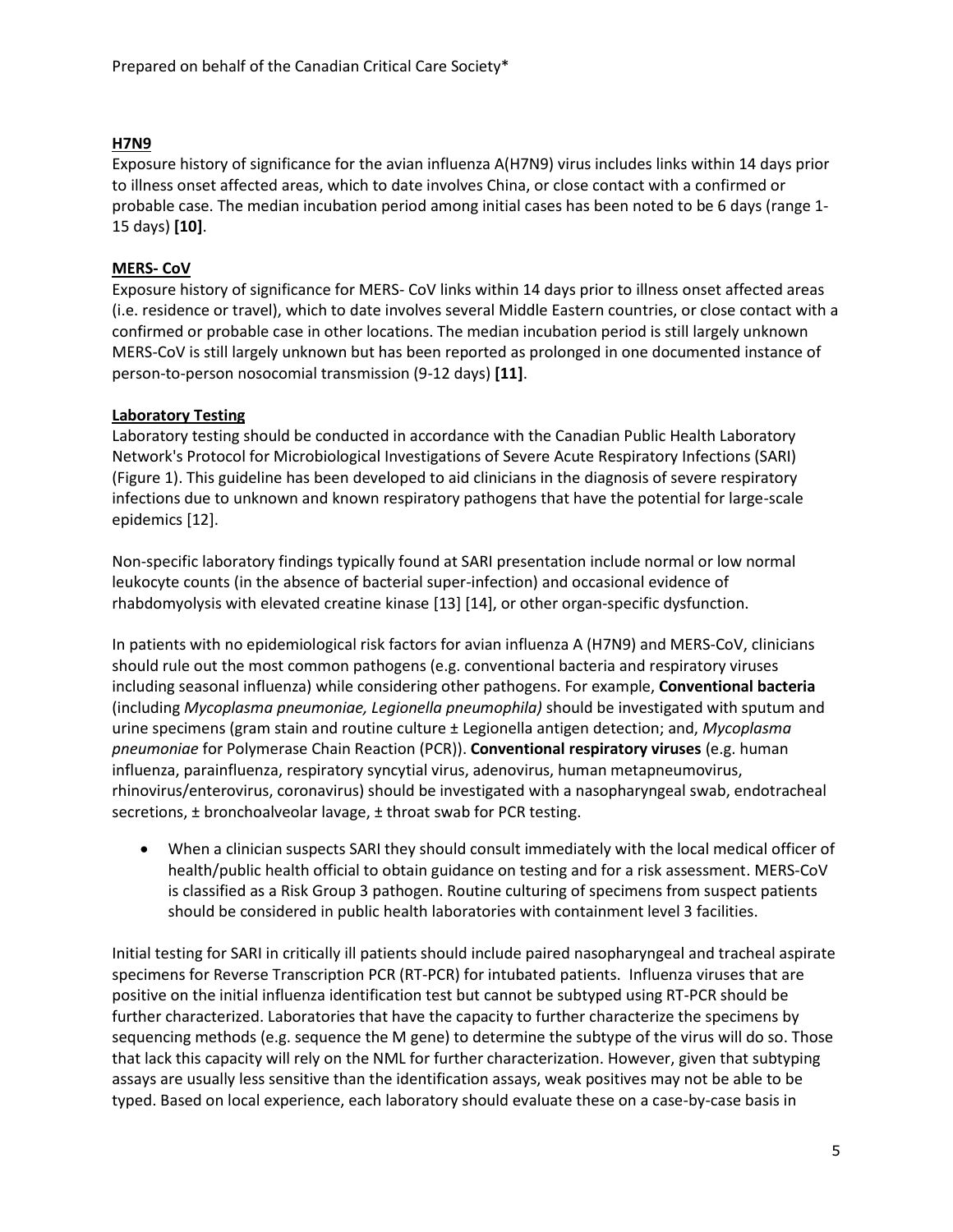## H7N9

Exposure history of significance for the avian influenza A(H7N9) virus includes links within 14 days prior to illness onset affected areas, which to date involves China, or close contact with a confirmed or probable case. The median incubation period among initial cases has been noted to be 6 days (range 1-15 days) **[10]**.

## MERS- CoV

Exposure history of significance for MERS- CoV links within 14 days prior to illness onset affected areas (i.e. residence or travel), which to date involves several Middle Eastern countries, or close contact with a confirmed or probable case in other locations. The median incubation period is still largely unknown MERS-CoV is still largely unknown but has been reported as prolonged in one documented instance of person-to-person nosocomial transmission (9-12 days) **[11]**.

## Laboratory Testing

Laboratory testing should be conducted in accordance with the Canadian Public Health Laboratory Network's Protocol for Microbiological Investigations of Severe Acute Respiratory Infections (SARI) (Figure 1). This guideline has been developed to aid clinicians in the diagnosis of severe respiratory infections due to unknown and known respiratory pathogens that have the potential for large-scale epidemics [12].

Non-specific laboratory findings typically found at SARI presentation include normal or low normal leukocyte counts (in the absence of bacterial super-infection) and occasional evidence of rhabdomyolysis with elevated creatine kinase [13] [14], or other organ-specific dysfunction.

In patients with no epidemiological risk factors for avian influenza A (H7N9) and MERS-CoV, clinicians should rule out the most common pathogens (e.g. conventional bacteria and respiratory viruses including seasonal influenza) while considering other pathogens. For example, **Conventional bacteria** (including *Mycoplasma pneumoniae, Legionella pneumophila)* should be investigated with sputum and urine specimens (gram stain and routine culture ± Legionella antigen detection; and, *Mycoplasma pneumoniae* for Polymerase Chain Reaction (PCR)). **Conventional respiratory viruses** (e.g. human influenza, parainfluenza, respiratory syncytial virus, adenovirus, human metapneumovirus, rhinovirus/enterovirus, coronavirus) should be investigated with a nasopharyngeal swab, endotracheal secretions, ± bronchoalveolar lavage, ± throat swab for PCR testing.

- When a clinician suspects SARI they should consult immediately with the local medical officer of health/public health official to obtain guidance on testing and for a risk assessment. MERS-CoV is classified as a Risk Group 3 pathogen. Routine culturing of specimens from suspect patients should be considered in public health laboratories with containment level 3 facilities.

Initial testing for SARI in critically ill patients should include paired nasopharyngeal and tracheal aspirate specimens for Reverse Transcription PCR (RT-PCR) for intubated patients. Influenza viruses that are positive on the initial influenza identification test but cannot be subtyped using RT-PCR should be further characterized. Laboratories that have the capacity to further characterize the specimens by sequencing methods (e.g. sequence the M gene) to determine the subtype of the virus will do so. Those that lack this capacity will rely on the NML for further characterization. However, given that subtyping assays are usually less sensitive than the identification assays, weak positives may not be able to be typed. Based on local experience, each laboratory should evaluate these on a case-by-case basis in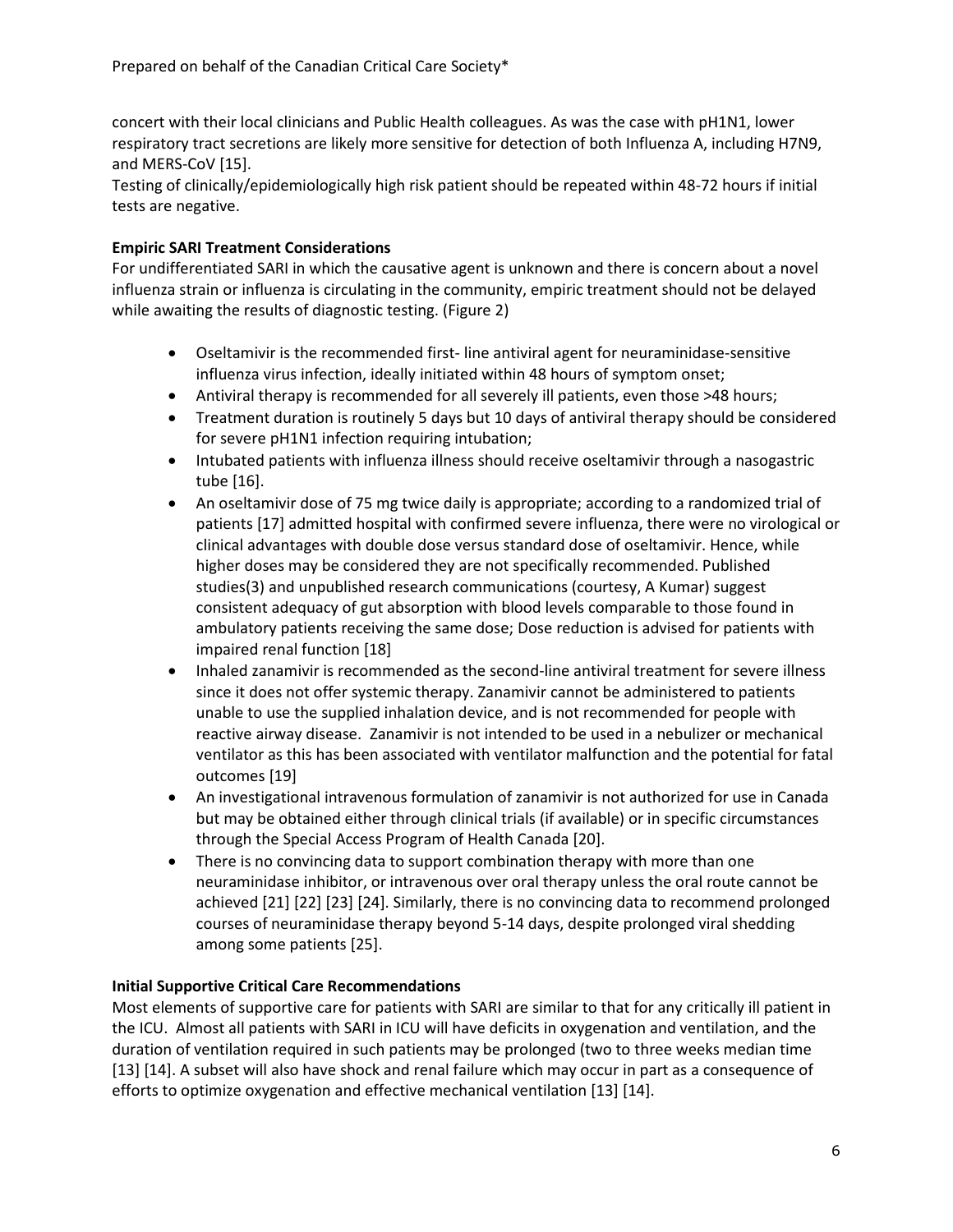concert with their local clinicians and Public Health colleagues. As was the case with pH1N1, lower respiratory tract secretions are likely more sensitive for detection of both Influenza A, including H7N9, and MERS-CoV [15].

Testing of clinically/epidemiologically high risk patient should be repeated within 48-72 hours if initial tests are negative.

**Empiric SARI Treatment Considerations**

For undifferentiated SARI in which the causative agent is unknown and there is concern about a novel influenza strain or influenza is circulating in the community, empiric treatment should not be delayed while awaiting the results of diagnostic testing. (Figure 2)

- Oseltamivir is the recommended first- line antiviral agent for neuraminidase-sensitive influenza virus infection, ideally initiated within 48 hours of symptom onset;
- Antiviral therapy is recommended for all severely ill patients, even those >48 hours;
- Treatment duration is routinely 5 days but 10 days of antiviral therapy should be considered for severe pH1N1 infection requiring intubation;
- Intubated patients with influenza illness should receive oseltamivir through a nasogastric tube [16].
- An oseltamivir dose of 75 mg twice daily is appropriate; according to a randomized trial of patients [17] admitted hospital with confirmed severe influenza, there were no virological or clinical advantages with double dose versus standard dose of oseltamivir. Hence, while higher doses may be considered they are not specifically recommended. Published studies(3) and unpublished research communications (courtesy, A Kumar) suggest consistent adequacy of gut absorption with blood levels comparable to those found in ambulatory patients receiving the same dose; Dose reduction is advised for patients with impaired renal function [18]
- Inhaled zanamivir is recommended as the second-line antiviral treatment for severe illness since it does not offer systemic therapy. Zanamivir cannot be administered to patients unable to use the supplied inhalation device, and is not recommended for people with reactive airway disease. Zanamivir is not intended to be used in a nebulizer or mechanical ventilator as this has been associated with ventilator malfunction and the potential for fatal outcomes [19]
- An investigational intravenous formulation of zanamivir is not authorized for use in Canada but may be obtained either through clinical trials (if available) or in specific circumstances through the Special Access Program of Health Canada [20].
- There is no convincing data to support combination therapy with more than one neuraminidase inhibitor, or intravenous over oral therapy unless the oral route cannot be achieved [21] [22] [23] [24]. Similarly, there is no convincing data to recommend prolonged courses of neuraminidase therapy beyond 5-14 days, despite prolonged viral shedding among some patients [25].

**Initial Supportive Critical Care Recommendations**

Most elements of supportive care for patients with SARI are similar to that for any critically ill patient in the ICU. Almost all patients with SARI in ICU will have deficits in oxygenation and ventilation, and the duration of ventilation required in such patients may be prolonged (two to three weeks median time [13] [14]. A subset will also have shock and renal failure which may occur in part as a consequence of efforts to optimize oxygenation and effective mechanical ventilation [13] [14].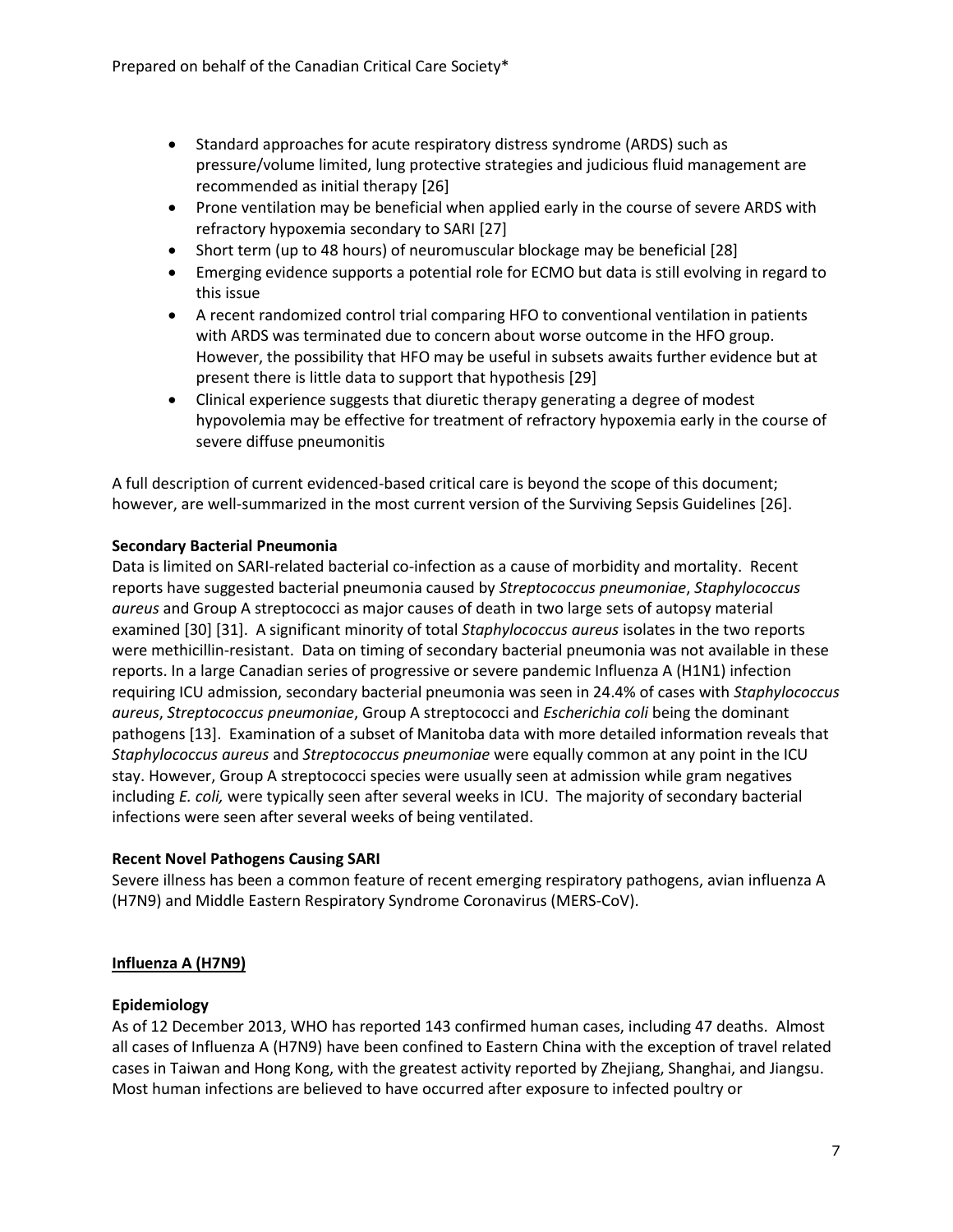- Standard approaches for acute respiratory distress syndrome (ARDS) such as pressure/volume limited, lung protective strategies and judicious fluid management are recommended as initial therapy [26]
- Prone ventilation may be beneficial when applied early in the course of severe ARDS with refractory hypoxemia secondary to SARI [27]
- Short term (up to 48 hours) of neuromuscular blockage may be beneficial [28]
- Emerging evidence supports a potential role for ECMO but data is still evolving in regard to this issue
- A recent randomized control trial comparing HFO to conventional ventilation in patients with ARDS was terminated due to concern about worse outcome in the HFO group. However, the possibility that HFO may be useful in subsets awaits further evidence but at present there is little data to support that hypothesis [29]
- Clinical experience suggests that diuretic therapy generating a degree of modest hypovolemia may be effective for treatment of refractory hypoxemia early in the course of severe diffuse pneumonitis

A full description of current evidenced-based critical care is beyond the scope of this document; however, are well-summarized in the most current version of the Surviving Sepsis Guidelines [26].

**Secondary Bacterial Pneumonia**

Data is limited on SARI-related bacterial co-infection as a cause of morbidity and mortality. Recent reports have suggested bacterial pneumonia caused by *Streptococcus pneumoniae*, *Staphylococcus aureus* and Group A streptococci as major causes of death in two large sets of autopsy material examined [30] [31]. A significant minority of total *Staphylococcus aureus* isolates in the two reports were methicillin-resistant. Data on timing of secondary bacterial pneumonia was not available in these reports. In a large Canadian series of progressive or severe pandemic Influenza A (H1N1) infection requiring ICU admission, secondary bacterial pneumonia was seen in 24.4% of cases with *Staphylococcus aureus*, *Streptococcus pneumoniae*, Group A streptococci and *Escherichia coli* being the dominant pathogens [13]. Examination of a subset of Manitoba data with more detailed information reveals that *Staphylococcus aureus* and *Streptococcus pneumoniae* were equally common at any point in the ICU stay. However, Group A streptococci species were usually seen at admission while gram negatives including *E. coli,* were typically seen after several weeks in ICU. The majority of secondary bacterial infections were seen after several weeks of being ventilated.

**Recent Novel Pathogens Causing SARI**

Severe illness has been a common feature of recent emerging respiratory pathogens, avian influenza A (H7N9) and Middle Eastern Respiratory Syndrome Coronavirus (MERS-CoV).

## **Influenza A (H7N9)**

**Epidemiology**

As of 12 December 2013, WHO has reported 143 confirmed human cases, including 47 deaths. Almost all cases of Influenza A (H7N9) have been confined to Eastern China with the exception of travel related cases in Taiwan and Hong Kong, with the greatest activity reported by Zhejiang, Shanghai, and Jiangsu. Most human infections are believed to have occurred after exposure to infected poultry or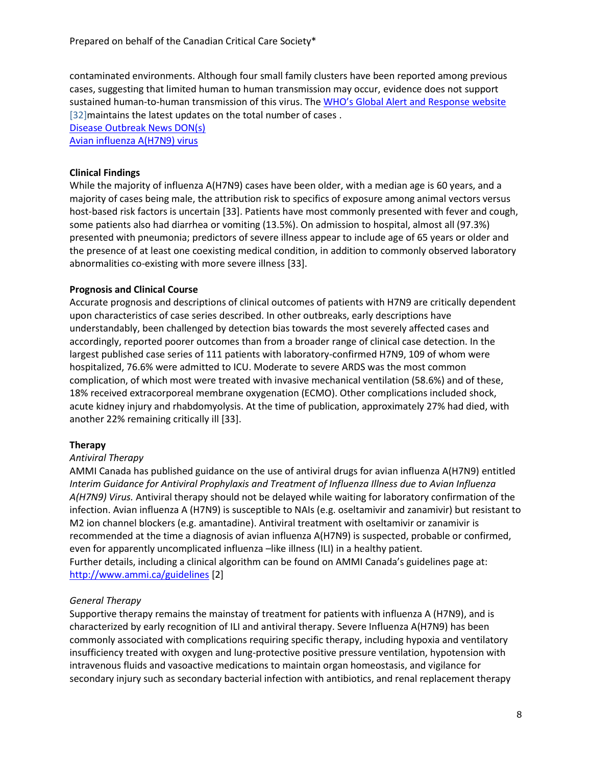contaminated environments. Although four small family clusters have been reported among previous cases, suggesting that limited human to human transmission may occur, evidence does not support sustained human-to-human transmission of this virus. The [WHO's Global Alert and Response website](#) [32]maintains the latest updates on the total number of cases .
[Disease Outbreak News DON(s)](#)
[Avian influenza A(H7N9) virus](#)

**Clinical Findings**

While the majority of influenza A(H7N9) cases have been older, with a median age is 60 years, and a majority of cases being male, the attribution risk to specifics of exposure among animal vectors versus host-based risk factors is uncertain [33]. Patients have most commonly presented with fever and cough, some patients also had diarrhea or vomiting (13.5%). On admission to hospital, almost all (97.3%) presented with pneumonia; predictors of severe illness appear to include age of 65 years or older and the presence of at least one coexisting medical condition, in addition to commonly observed laboratory abnormalities co-existing with more severe illness [33].

**Prognosis and Clinical Course**

Accurate prognosis and descriptions of clinical outcomes of patients with H7N9 are critically dependent upon characteristics of case series described. In other outbreaks, early descriptions have understandably, been challenged by detection bias towards the most severely affected cases and accordingly, reported poorer outcomes than from a broader range of clinical case detection. In the largest published case series of 111 patients with laboratory-confirmed H7N9, 109 of whom were hospitalized, 76.6% were admitted to ICU. Moderate to severe ARDS was the most common complication, of which most were treated with invasive mechanical ventilation (58.6%) and of these, 18% received extracorporeal membrane oxygenation (ECMO). Other complications included shock, acute kidney injury and rhabdomyolysis. At the time of publication, approximately 27% had died, with another 22% remaining critically ill [33].

**Therapy**

*Antiviral Therapy*

AMMI Canada has published guidance on the use of antiviral drugs for avian influenza A(H7N9) entitled *Interim Guidance for Antiviral Prophylaxis and Treatment of Influenza Illness due to Avian Influenza A(H7N9) Virus.* Antiviral therapy should not be delayed while waiting for laboratory confirmation of the infection. Avian influenza A (H7N9) is susceptible to NAIs (e.g. oseltamivir and zanamivir) but resistant to M2 ion channel blockers (e.g. amantadine). Antiviral treatment with oseltamivir or zanamivir is recommended at the time a diagnosis of avian influenza A(H7N9) is suspected, probable or confirmed, even for apparently uncomplicated influenza –like illness (ILI) in a healthy patient.
Further details, including a clinical algorithm can be found on AMMI Canada's guidelines page at: [http://www.ammi.ca/guidelines](http://www.ammi.ca/guidelines) [2]

*General Therapy*

Supportive therapy remains the mainstay of treatment for patients with influenza A (H7N9), and is characterized by early recognition of ILI and antiviral therapy. Severe Influenza A(H7N9) has been commonly associated with complications requiring specific therapy, including hypoxia and ventilatory insufficiency treated with oxygen and lung-protective positive pressure ventilation, hypotension with intravenous fluids and vasoactive medications to maintain organ homeostasis, and vigilance for secondary injury such as secondary bacterial infection with antibiotics, and renal replacement therapy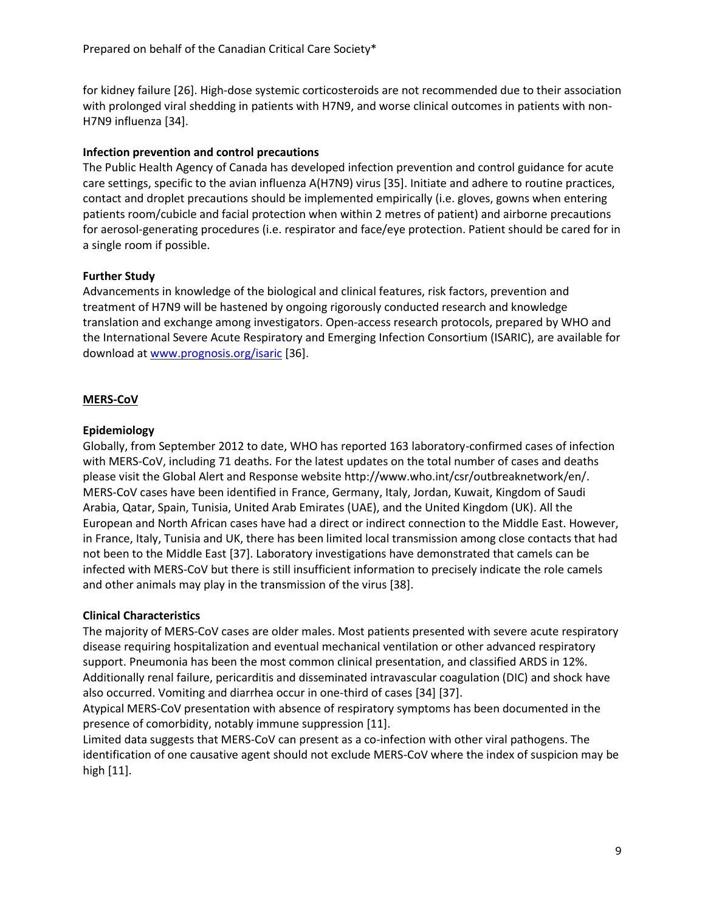for kidney failure [26]. High-dose systemic corticosteroids are not recommended due to their association with prolonged viral shedding in patients with H7N9, and worse clinical outcomes in patients with non-H7N9 influenza [34].

**Infection prevention and control precautions**

The Public Health Agency of Canada has developed infection prevention and control guidance for acute care settings, specific to the avian influenza A(H7N9) virus [35]. Initiate and adhere to routine practices, contact and droplet precautions should be implemented empirically (i.e. gloves, gowns when entering patients room/cubicle and facial protection when within 2 metres of patient) and airborne precautions for aerosol-generating procedures (i.e. respirator and face/eye protection. Patient should be cared for in a single room if possible.

**Further Study**

Advancements in knowledge of the biological and clinical features, risk factors, prevention and treatment of H7N9 will be hastened by ongoing rigorously conducted research and knowledge translation and exchange among investigators. Open-access research protocols, prepared by WHO and the International Severe Acute Respiratory and Emerging Infection Consortium (ISARIC), are available for download at www.prognosis.org/isaric [36].

## MERS-CoV

**Epidemiology**

Globally, from September 2012 to date, WHO has reported 163 laboratory-confirmed cases of infection with MERS-CoV, including 71 deaths. For the latest updates on the total number of cases and deaths please visit the Global Alert and Response website http://www.who.int/csr/outbreaknetwork/en/. MERS-CoV cases have been identified in France, Germany, Italy, Jordan, Kuwait, Kingdom of Saudi Arabia, Qatar, Spain, Tunisia, United Arab Emirates (UAE), and the United Kingdom (UK). All the European and North African cases have had a direct or indirect connection to the Middle East. However, in France, Italy, Tunisia and UK, there has been limited local transmission among close contacts that had not been to the Middle East [37]. Laboratory investigations have demonstrated that camels can be infected with MERS-CoV but there is still insufficient information to precisely indicate the role camels and other animals may play in the transmission of the virus [38].

**Clinical Characteristics**

The majority of MERS-CoV cases are older males. Most patients presented with severe acute respiratory disease requiring hospitalization and eventual mechanical ventilation or other advanced respiratory support. Pneumonia has been the most common clinical presentation, and classified ARDS in 12%. Additionally renal failure, pericarditis and disseminated intravascular coagulation (DIC) and shock have also occurred. Vomiting and diarrhea occur in one-third of cases [34] [37].

Atypical MERS-CoV presentation with absence of respiratory symptoms has been documented in the presence of comorbidity, notably immune suppression [11].

Limited data suggests that MERS-CoV can present as a co-infection with other viral pathogens. The identification of one causative agent should not exclude MERS-CoV where the index of suspicion may be high [11].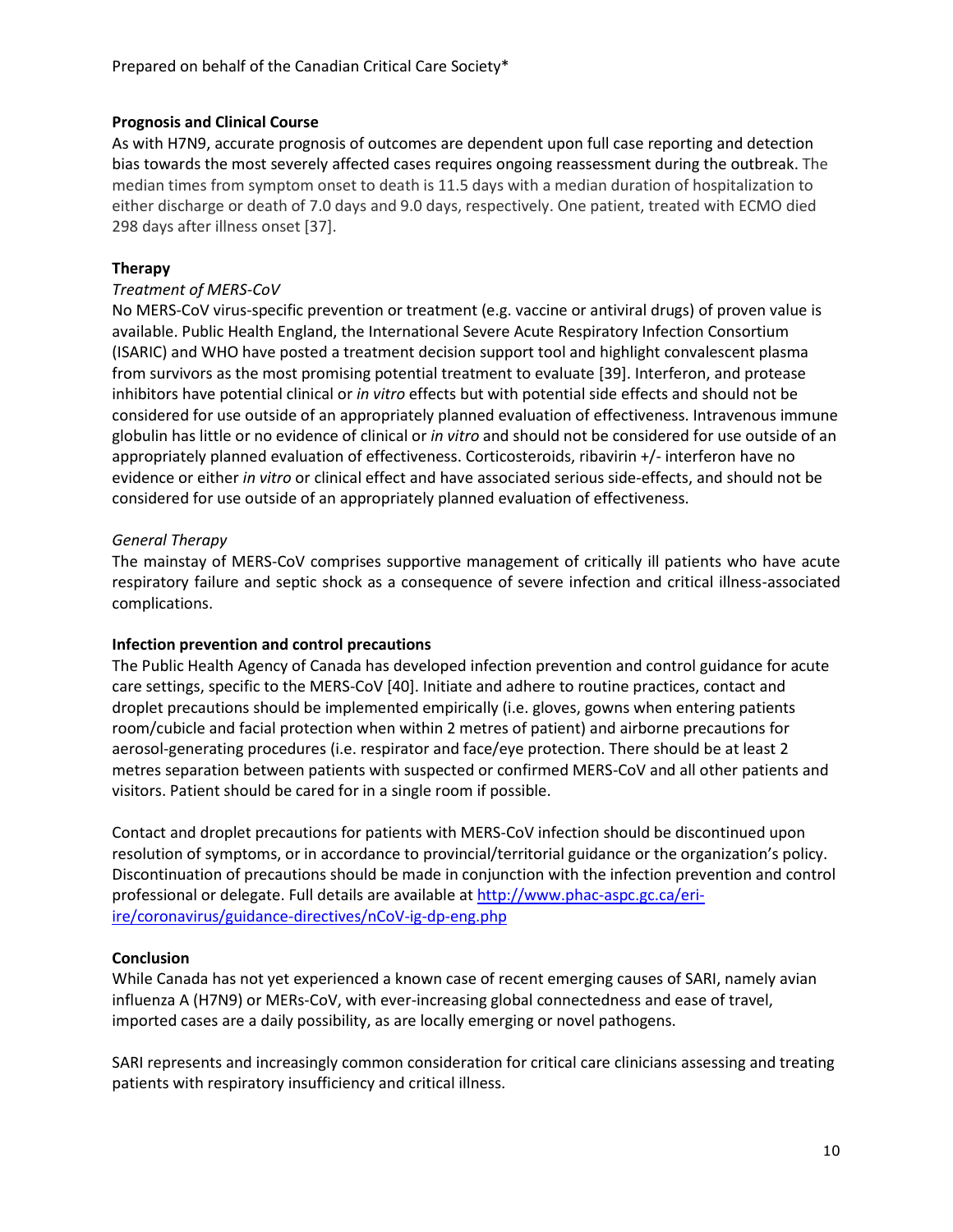**Prognosis and Clinical Course**

As with H7N9, accurate prognosis of outcomes are dependent upon full case reporting and detection bias towards the most severely affected cases requires ongoing reassessment during the outbreak. The median times from symptom onset to death is 11.5 days with a median duration of hospitalization to either discharge or death of 7.0 days and 9.0 days, respectively. One patient, treated with ECMO died 298 days after illness onset [37].

**Therapy**

*Treatment of MERS-CoV*

No MERS-CoV virus-specific prevention or treatment (e.g. vaccine or antiviral drugs) of proven value is available. Public Health England, the International Severe Acute Respiratory Infection Consortium (ISARIC) and WHO have posted a treatment decision support tool and highlight convalescent plasma from survivors as the most promising potential treatment to evaluate [39]. Interferon, and protease inhibitors have potential clinical or *in vitro* effects but with potential side effects and should not be considered for use outside of an appropriately planned evaluation of effectiveness. Intravenous immune globulin has little or no evidence of clinical or *in vitro* and should not be considered for use outside of an appropriately planned evaluation of effectiveness. Corticosteroids, ribavirin +/- interferon have no evidence or either *in vitro* or clinical effect and have associated serious side-effects, and should not be considered for use outside of an appropriately planned evaluation of effectiveness.

*General Therapy*

The mainstay of MERS-CoV comprises supportive management of critically ill patients who have acute respiratory failure and septic shock as a consequence of severe infection and critical illness-associated complications.

**Infection prevention and control precautions**

The Public Health Agency of Canada has developed infection prevention and control guidance for acute care settings, specific to the MERS-CoV [40]. Initiate and adhere to routine practices, contact and droplet precautions should be implemented empirically (i.e. gloves, gowns when entering patients room/cubicle and facial protection when within 2 metres of patient) and airborne precautions for aerosol-generating procedures (i.e. respirator and face/eye protection. There should be at least 2 metres separation between patients with suspected or confirmed MERS-CoV and all other patients and visitors. Patient should be cared for in a single room if possible.

Contact and droplet precautions for patients with MERS-CoV infection should be discontinued upon resolution of symptoms, or in accordance to provincial/territorial guidance or the organization's policy. Discontinuation of precautions should be made in conjunction with the infection prevention and control professional or delegate. Full details are available at http://www.phac-aspc.gc.ca/eri-ire/coronavirus/guidance-directives/nCoV-ig-dp-eng.php

**Conclusion**

While Canada has not yet experienced a known case of recent emerging causes of SARI, namely avian influenza A (H7N9) or MERs-CoV, with ever-increasing global connectedness and ease of travel, imported cases are a daily possibility, as are locally emerging or novel pathogens.

SARI represents and increasingly common consideration for critical care clinicians assessing and treating patients with respiratory insufficiency and critical illness.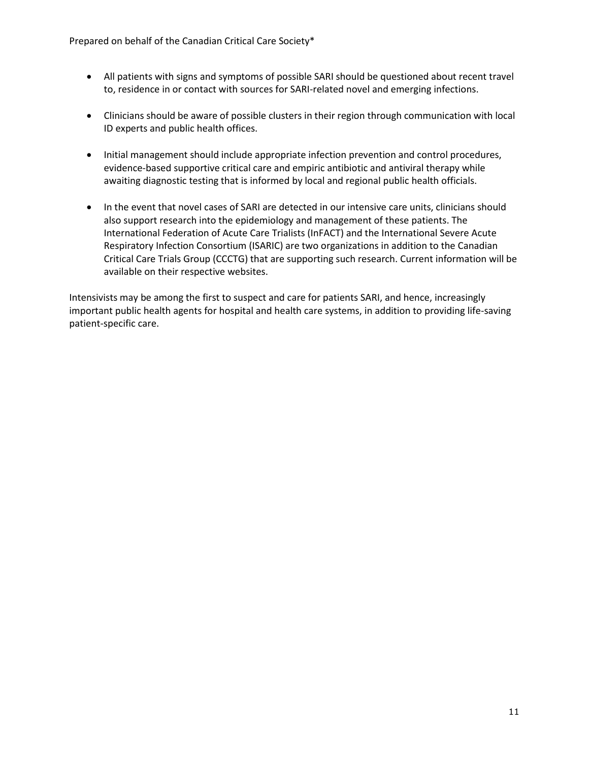- All patients with signs and symptoms of possible SARI should be questioned about recent travel to, residence in or contact with sources for SARI-related novel and emerging infections.

- Clinicians should be aware of possible clusters in their region through communication with local ID experts and public health offices.

- Initial management should include appropriate infection prevention and control procedures, evidence-based supportive critical care and empiric antibiotic and antiviral therapy while awaiting diagnostic testing that is informed by local and regional public health officials.

- In the event that novel cases of SARI are detected in our intensive care units, clinicians should also support research into the epidemiology and management of these patients. The International Federation of Acute Care Trialists (InFACT) and the International Severe Acute Respiratory Infection Consortium (ISARIC) are two organizations in addition to the Canadian Critical Care Trials Group (CCCTG) that are supporting such research. Current information will be available on their respective websites.

Intensivists may be among the first to suspect and care for patients SARI, and hence, increasingly important public health agents for hospital and health care systems, in addition to providing life-saving patient-specific care.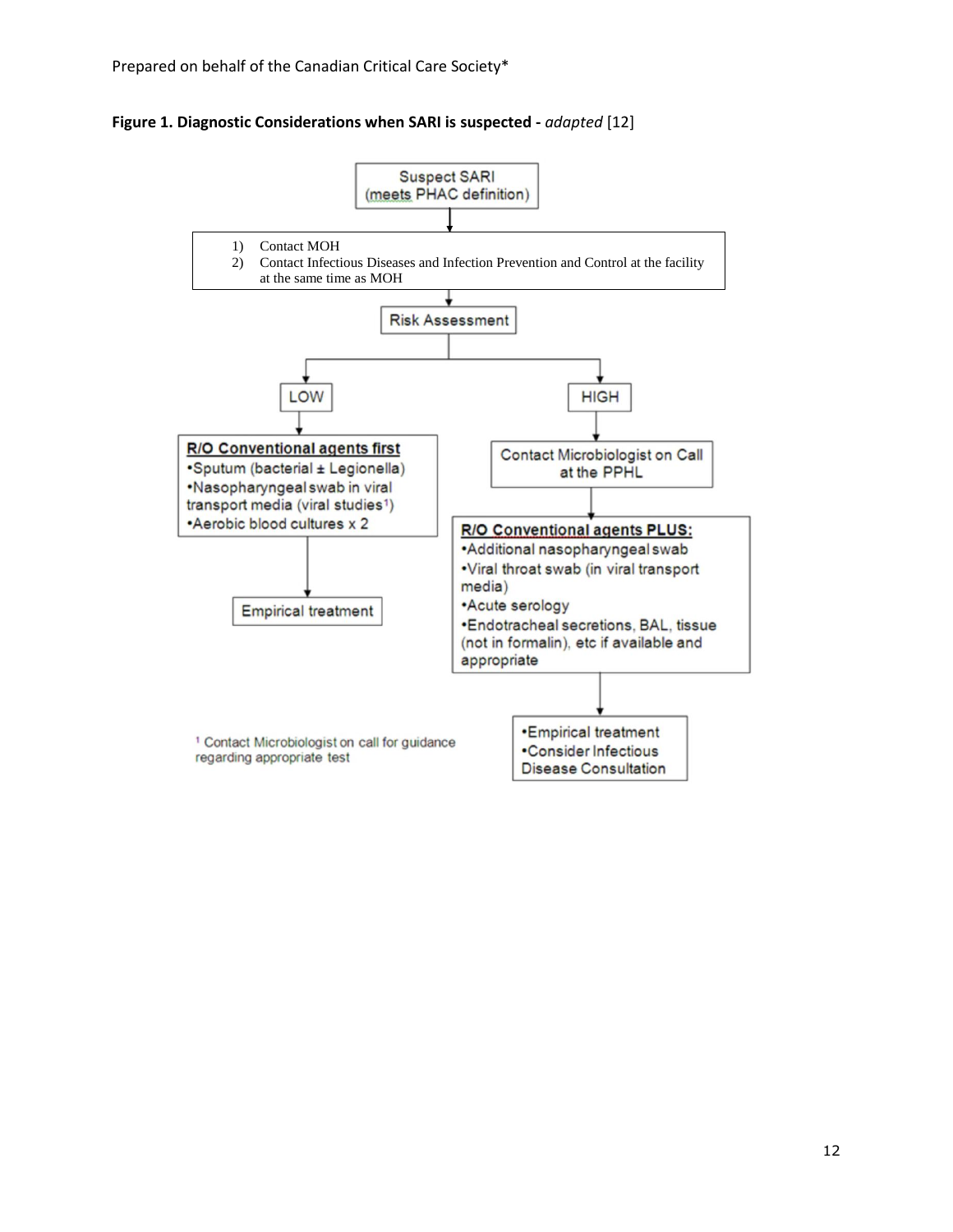**Figure 1. Diagnostic Considerations when SARI is suspected -** *adapted* [12]

Suspect SARI (meets PHAC definition)

1) Contact MOH
2) Contact Infectious Diseases and Infection Prevention and Control at the facility at the same time as MOH

Risk Assessment

**LOW**

**R/O Conventional agents first**
- Sputum (bacterial ± Legionella)
- Nasopharyngeal swab in viral transport media (viral studies[1])
- Aerobic blood cultures x 2

Empirical treatment

**HIGH**

Contact Microbiologist on Call at the PPHL

**R/O Conventional agents PLUS:**
- Additional nasopharyngeal swab
- Viral throat swab (in viral transport media)
- Acute serology
- Endotracheal secretions, BAL, tissue (not in formalin), etc if available and appropriate

- Empirical treatment
- Consider Infectious Disease Consultation

[1] Contact Microbiologist on call for guidance regarding appropriate test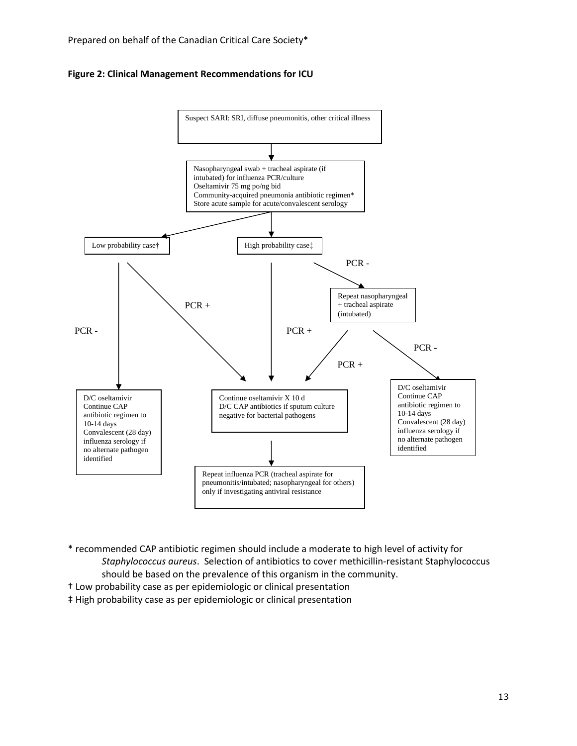Prepared on behalf of the Canadian Critical Care Society*

**Figure 2: Clinical Management Recommendations for ICU**

Suspect SARI: SRI, diffuse pneumonitis, other critical illness

Nasopharyngeal swab + tracheal aspirate (if intubated) for influenza PCR/culture
Oseltamivir 75 mg po/ng bid
Community-acquired pneumonia antibiotic regimen*
Store acute sample for acute/convalescent serology

Low probability case†

High probability case‡

PCR -

PCR +

PCR +

PCR -

Repeat nasopharyngeal + tracheal aspirate (intubated)

PCR +

PCR -

D/C oseltamivir
Continue CAP antibiotic regimen to 10-14 days
Convalescent (28 day) influenza serology if no alternate pathogen identified

Continue oseltamivir X 10 d
D/C CAP antibiotics if sputum culture negative for bacterial pathogens

D/C oseltamivir
Continue CAP antibiotic regimen to 10-14 days
Convalescent (28 day) influenza serology if no alternate pathogen identified

Repeat influenza PCR (tracheal aspirate for pneumonitis/intubated; nasopharyngeal for others) only if investigating antiviral resistance

\* recommended CAP antibiotic regimen should include a moderate to high level of activity for *Staphylococcus aureus*. Selection of antibiotics to cover methicillin-resistant Staphylococcus should be based on the prevalence of this organism in the community.

† Low probability case as per epidemiologic or clinical presentation

‡ High probability case as per epidemiologic or clinical presentation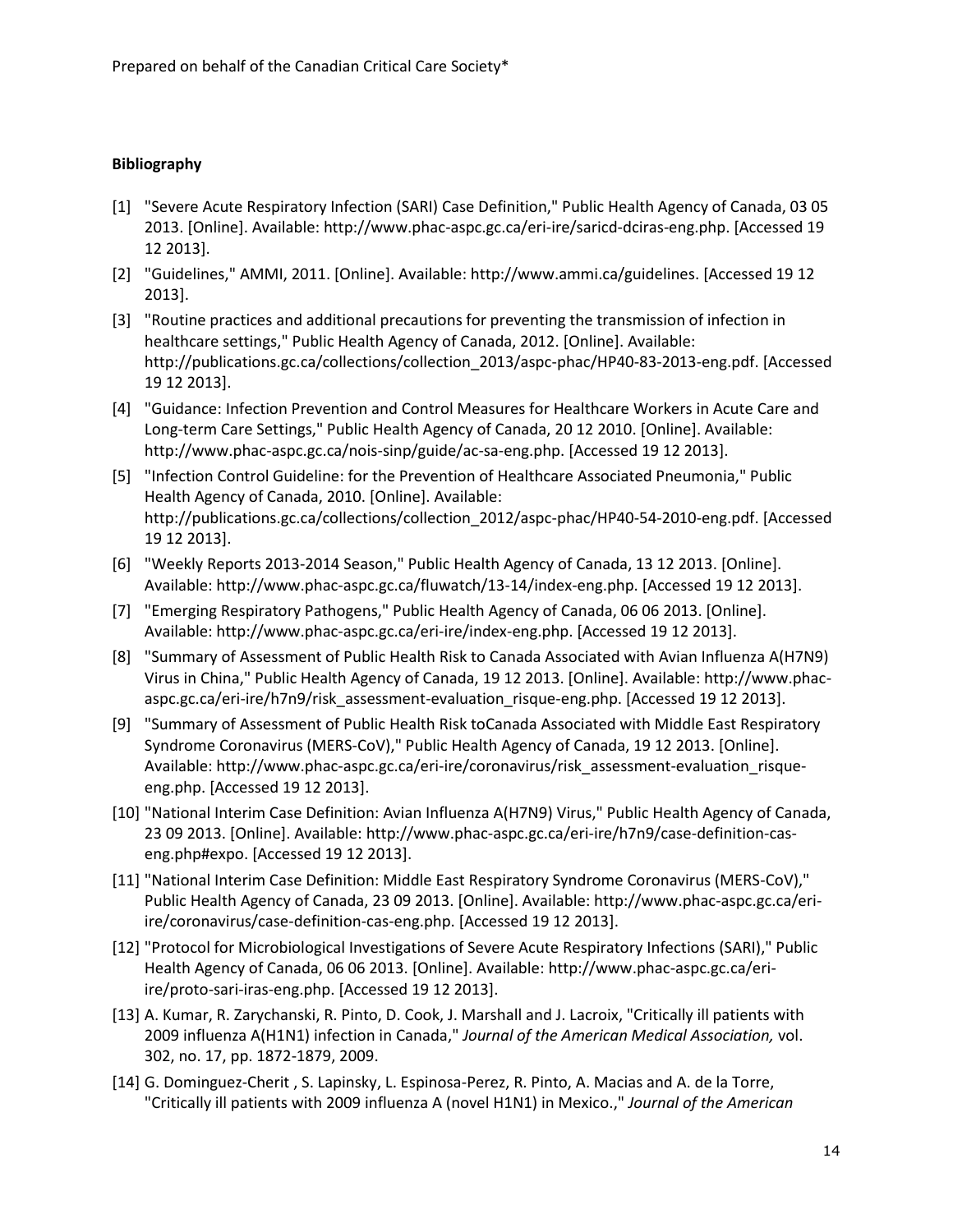**Bibliography**

[1] "Severe Acute Respiratory Infection (SARI) Case Definition," Public Health Agency of Canada, 03 05 2013. [Online]. Available: http://www.phac-aspc.gc.ca/eri-ire/saricd-dciras-eng.php. [Accessed 19 12 2013].

[2] "Guidelines," AMMI, 2011. [Online]. Available: http://www.ammi.ca/guidelines. [Accessed 19 12 2013].

[3] "Routine practices and additional precautions for preventing the transmission of infection in healthcare settings," Public Health Agency of Canada, 2012. [Online]. Available: http://publications.gc.ca/collections/collection_2013/aspc-phac/HP40-83-2013-eng.pdf. [Accessed 19 12 2013].

[4] "Guidance: Infection Prevention and Control Measures for Healthcare Workers in Acute Care and Long-term Care Settings," Public Health Agency of Canada, 20 12 2010. [Online]. Available: http://www.phac-aspc.gc.ca/nois-sinp/guide/ac-sa-eng.php. [Accessed 19 12 2013].

[5] "Infection Control Guideline: for the Prevention of Healthcare Associated Pneumonia," Public Health Agency of Canada, 2010. [Online]. Available: http://publications.gc.ca/collections/collection_2012/aspc-phac/HP40-54-2010-eng.pdf. [Accessed 19 12 2013].

[6] "Weekly Reports 2013-2014 Season," Public Health Agency of Canada, 13 12 2013. [Online]. Available: http://www.phac-aspc.gc.ca/fluwatch/13-14/index-eng.php. [Accessed 19 12 2013].

[7] "Emerging Respiratory Pathogens," Public Health Agency of Canada, 06 06 2013. [Online]. Available: http://www.phac-aspc.gc.ca/eri-ire/index-eng.php. [Accessed 19 12 2013].

[8] "Summary of Assessment of Public Health Risk to Canada Associated with Avian Influenza A(H7N9) Virus in China," Public Health Agency of Canada, 19 12 2013. [Online]. Available: http://www.phac-aspc.gc.ca/eri-ire/h7n9/risk_assessment-evaluation_risque-eng.php. [Accessed 19 12 2013].

[9] "Summary of Assessment of Public Health Risk toCanada Associated with Middle East Respiratory Syndrome Coronavirus (MERS-CoV)," Public Health Agency of Canada, 19 12 2013. [Online]. Available: http://www.phac-aspc.gc.ca/eri-ire/coronavirus/risk_assessment-evaluation_risque-eng.php. [Accessed 19 12 2013].

[10] "National Interim Case Definition: Avian Influenza A(H7N9) Virus," Public Health Agency of Canada, 23 09 2013. [Online]. Available: http://www.phac-aspc.gc.ca/eri-ire/h7n9/case-definition-cas-eng.php#expo. [Accessed 19 12 2013].

[11] "National Interim Case Definition: Middle East Respiratory Syndrome Coronavirus (MERS-CoV)," Public Health Agency of Canada, 23 09 2013. [Online]. Available: http://www.phac-aspc.gc.ca/eri-ire/coronavirus/case-definition-cas-eng.php. [Accessed 19 12 2013].

[12] "Protocol for Microbiological Investigations of Severe Acute Respiratory Infections (SARI)," Public Health Agency of Canada, 06 06 2013. [Online]. Available: http://www.phac-aspc.gc.ca/eri-ire/proto-sari-iras-eng.php. [Accessed 19 12 2013].

[13] A. Kumar, R. Zarychanski, R. Pinto, D. Cook, J. Marshall and J. Lacroix, "Critically ill patients with 2009 influenza A(H1N1) infection in Canada," *Journal of the American Medical Association,* vol. 302, no. 17, pp. 1872-1879, 2009.

[14] G. Dominguez-Cherit , S. Lapinsky, L. Espinosa-Perez, R. Pinto, A. Macias and A. de la Torre, "Critically ill patients with 2009 influenza A (novel H1N1) in Mexico.," *Journal of the American*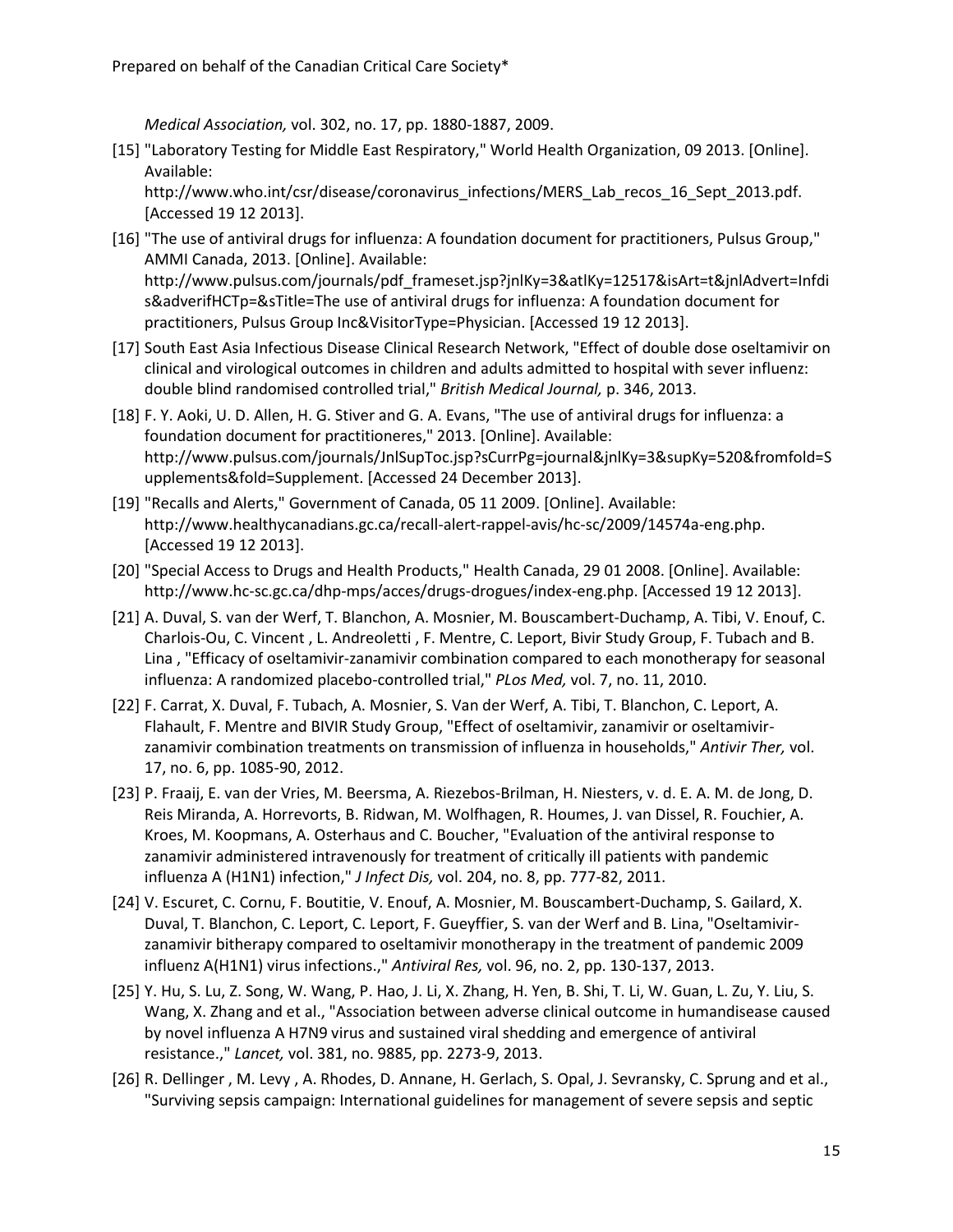*Medical Association,* vol. 302, no. 17, pp. 1880-1887, 2009.

[15] "Laboratory Testing for Middle East Respiratory," World Health Organization, 09 2013. [Online]. Available: http://www.who.int/csr/disease/coronavirus_infections/MERS_Lab_recos_16_Sept_2013.pdf. [Accessed 19 12 2013].

[16] "The use of antiviral drugs for influenza: A foundation document for practitioners, Pulsus Group," AMMI Canada, 2013. [Online]. Available: http://www.pulsus.com/journals/pdf_frameset.jsp?jnlKy=3&atlKy=12517&isArt=t&jnlAdvert=Infdis&adverifHCTp=&sTitle=The use of antiviral drugs for influenza: A foundation document for practitioners, Pulsus Group Inc&VisitorType=Physician. [Accessed 19 12 2013].

[17] South East Asia Infectious Disease Clinical Research Network, "Effect of double dose oseltamivir on clinical and virological outcomes in children and adults admitted to hospital with sever influenz: double blind randomised controlled trial," *British Medical Journal,* p. 346, 2013.

[18] F. Y. Aoki, U. D. Allen, H. G. Stiver and G. A. Evans, "The use of antiviral drugs for influenza: a foundation document for practitioneres," 2013. [Online]. Available: http://www.pulsus.com/journals/JnlSupToc.jsp?sCurrPg=journal&jnlKy=3&supKy=520&fromfold=Supplements&fold=Supplement. [Accessed 24 December 2013].

[19] "Recalls and Alerts," Government of Canada, 05 11 2009. [Online]. Available: http://www.healthycanadians.gc.ca/recall-alert-rappel-avis/hc-sc/2009/14574a-eng.php. [Accessed 19 12 2013].

[20] "Special Access to Drugs and Health Products," Health Canada, 29 01 2008. [Online]. Available: http://www.hc-sc.gc.ca/dhp-mps/acces/drugs-drogues/index-eng.php. [Accessed 19 12 2013].

[21] A. Duval, S. van der Werf, T. Blanchon, A. Mosnier, M. Bouscambert-Duchamp, A. Tibi, V. Enouf, C. Charlois-Ou, C. Vincent , L. Andreoletti , F. Mentre, C. Leport, Bivir Study Group, F. Tubach and B. Lina , "Efficacy of oseltamivir-zanamivir combination compared to each monotherapy for seasonal influenza: A randomized placebo-controlled trial," *PLos Med,* vol. 7, no. 11, 2010.

[22] F. Carrat, X. Duval, F. Tubach, A. Mosnier, S. Van der Werf, A. Tibi, T. Blanchon, C. Leport, A. Flahault, F. Mentre and BIVIR Study Group, "Effect of oseltamivir, zanamivir or oseltamivir-zanamivir combination treatments on transmission of influenza in households," *Antivir Ther,* vol. 17, no. 6, pp. 1085-90, 2012.

[23] P. Fraaij, E. van der Vries, M. Beersma, A. Riezebos-Brilman, H. Niesters, v. d. E. A. M. de Jong, D. Reis Miranda, A. Horrevorts, B. Ridwan, M. Wolfhagen, R. Houmes, J. van Dissel, R. Fouchier, A. Kroes, M. Koopmans, A. Osterhaus and C. Boucher, "Evaluation of the antiviral response to zanamivir administered intravenously for treatment of critically ill patients with pandemic influenza A (H1N1) infection," *J Infect Dis,* vol. 204, no. 8, pp. 777-82, 2011.

[24] V. Escuret, C. Cornu, F. Boutitie, V. Enouf, A. Mosnier, M. Bouscambert-Duchamp, S. Gailard, X. Duval, T. Blanchon, C. Leport, C. Leport, F. Gueyffier, S. van der Werf and B. Lina, "Oseltamivir-zanamivir bitherapy compared to oseltamivir monotherapy in the treatment of pandemic 2009 influenz A(H1N1) virus infections.," *Antiviral Res,* vol. 96, no. 2, pp. 130-137, 2013.

[25] Y. Hu, S. Lu, Z. Song, W. Wang, P. Hao, J. Li, X. Zhang, H. Yen, B. Shi, T. Li, W. Guan, L. Zu, Y. Liu, S. Wang, X. Zhang and et al., "Association between adverse clinical outcome in humandisease caused by novel influenza A H7N9 virus and sustained viral shedding and emergence of antiviral resistance.," *Lancet,* vol. 381, no. 9885, pp. 2273-9, 2013.

[26] R. Dellinger , M. Levy , A. Rhodes, D. Annane, H. Gerlach, S. Opal, J. Sevransky, C. Sprung and et al., "Surviving sepsis campaign: International guidelines for management of severe sepsis and septic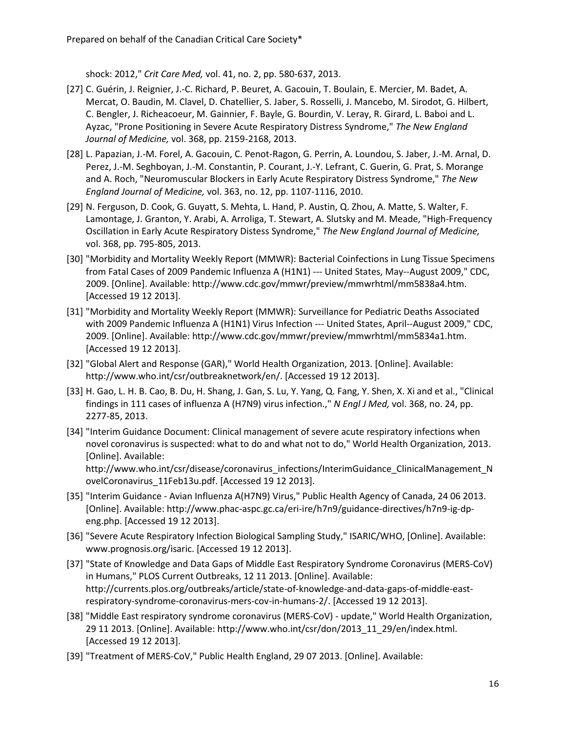shock: 2012," *Crit Care Med,* vol. 41, no. 2, pp. 580-637, 2013.

[27] C. Guérin, J. Reignier, J.-C. Richard, P. Beuret, A. Gacouin, T. Boulain, E. Mercier, M. Badet, A. Mercat, O. Baudin, M. Clavel, D. Chatellier, S. Jaber, S. Rosselli, J. Mancebo, M. Sirodot, G. Hilbert, C. Bengler, J. Richeacoeur, M. Gainnier, F. Bayle, G. Bourdin, V. Leray, R. Girard, L. Baboi and L. Ayzac, "Prone Positioning in Severe Acute Respiratory Distress Syndrome," *The New England Journal of Medicine,* vol. 368, pp. 2159-2168, 2013.

[28] L. Papazian, J.-M. Forel, A. Gacouin, C. Penot-Ragon, G. Perrin, A. Loundou, S. Jaber, J.-M. Arnal, D. Perez, J.-M. Seghboyan, J.-M. Constantin, P. Courant, J.-Y. Lefrant, C. Guerin, G. Prat, S. Morange and A. Roch, "Neuromuscular Blockers in Early Acute Respiratory Distress Syndrome," *The New England Journal of Medicine,* vol. 363, no. 12, pp. 1107-1116, 2010.

[29] N. Ferguson, D. Cook, G. Guyatt, S. Mehta, L. Hand, P. Austin, Q. Zhou, A. Matte, S. Walter, F. Lamontage, J. Granton, Y. Arabi, A. Arroliga, T. Stewart, A. Slutsky and M. Meade, "High-Frequency Oscillation in Early Acute Respiratory Distess Syndrome," *The New England Journal of Medicine,* vol. 368, pp. 795-805, 2013.

[30] "Morbidity and Mortality Weekly Report (MMWR): Bacterial Coinfections in Lung Tissue Specimens from Fatal Cases of 2009 Pandemic Influenza A (H1N1) --- United States, May--August 2009," CDC, 2009. [Online]. Available: http://www.cdc.gov/mmwr/preview/mmwrhtml/mm5838a4.htm. [Accessed 19 12 2013].

[31] "Morbidity and Mortality Weekly Report (MMWR): Surveillance for Pediatric Deaths Associated with 2009 Pandemic Influenza A (H1N1) Virus Infection --- United States, April--August 2009," CDC, 2009. [Online]. Available: http://www.cdc.gov/mmwr/preview/mmwrhtml/mm5834a1.htm. [Accessed 19 12 2013].

[32] "Global Alert and Response (GAR)," World Health Organization, 2013. [Online]. Available: http://www.who.int/csr/outbreaknetwork/en/. [Accessed 19 12 2013].

[33] H. Gao, L. H. B. Cao, B. Du, H. Shang, J. Gan, S. Lu, Y. Yang, Q. Fang, Y. Shen, X. Xi and et al., "Clinical findings in 111 cases of influenza A (H7N9) virus infection.," *N Engl J Med,* vol. 368, no. 24, pp. 2277-85, 2013.

[34] "Interim Guidance Document: Clinical management of severe acute respiratory infections when novel coronavirus is suspected: what to do and what not to do," World Health Organization, 2013. [Online]. Available: http://www.who.int/csr/disease/coronavirus_infections/InterimGuidance_ClinicalManagement_NovelCoronavirus_11Feb13u.pdf. [Accessed 19 12 2013].

[35] "Interim Guidance - Avian Influenza A(H7N9) Virus," Public Health Agency of Canada, 24 06 2013. [Online]. Available: http://www.phac-aspc.gc.ca/eri-ire/h7n9/guidance-directives/h7n9-ig-dp-eng.php. [Accessed 19 12 2013].

[36] "Severe Acute Respiratory Infection Biological Sampling Study," ISARIC/WHO, [Online]. Available: www.prognosis.org/isaric. [Accessed 19 12 2013].

[37] "State of Knowledge and Data Gaps of Middle East Respiratory Syndrome Coronavirus (MERS-CoV) in Humans," PLOS Current Outbreaks, 12 11 2013. [Online]. Available: http://currents.plos.org/outbreaks/article/state-of-knowledge-and-data-gaps-of-middle-east-respiratory-syndrome-coronavirus-mers-cov-in-humans-2/. [Accessed 19 12 2013].

[38] "Middle East respiratory syndrome coronavirus (MERS-CoV) - update," World Health Organization, 29 11 2013. [Online]. Available: http://www.who.int/csr/don/2013_11_29/en/index.html. [Accessed 19 12 2013].

[39] "Treatment of MERS-CoV," Public Health England, 29 07 2013. [Online]. Available: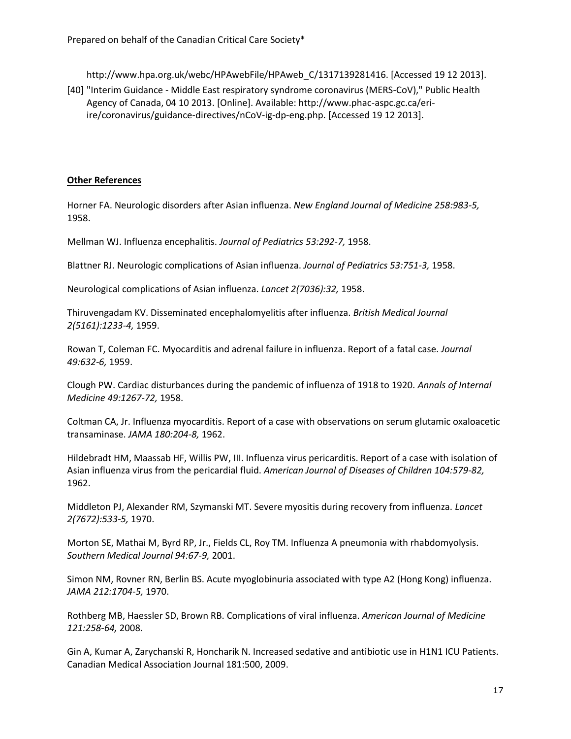http://www.hpa.org.uk/webc/HPAwebFile/HPAweb_C/1317139281416. [Accessed 19 12 2013].

[40] "Interim Guidance - Middle East respiratory syndrome coronavirus (MERS-CoV)," Public Health Agency of Canada, 04 10 2013. [Online]. Available: http://www.phac-aspc.gc.ca/eri-ire/coronavirus/guidance-directives/nCoV-ig-dp-eng.php. [Accessed 19 12 2013].

**Other References**

Horner FA. Neurologic disorders after Asian influenza. *New England Journal of Medicine 258:983-5,* 1958.

Mellman WJ. Influenza encephalitis. *Journal of Pediatrics 53:292-7,* 1958.

Blattner RJ. Neurologic complications of Asian influenza. *Journal of Pediatrics 53:751-3,* 1958.

Neurological complications of Asian influenza. *Lancet 2(7036):32,* 1958.

Thiruvengadam KV. Disseminated encephalomyelitis after influenza. *British Medical Journal 2(5161):1233-4,* 1959.

Rowan T, Coleman FC. Myocarditis and adrenal failure in influenza. Report of a fatal case. *Journal 49:632-6,* 1959.

Clough PW. Cardiac disturbances during the pandemic of influenza of 1918 to 1920. *Annals of Internal Medicine 49:1267-72,* 1958.

Coltman CA, Jr. Influenza myocarditis. Report of a case with observations on serum glutamic oxaloacetic transaminase. *JAMA 180:204-8,* 1962.

Hildebradt HM, Maassab HF, Willis PW, III. Influenza virus pericarditis. Report of a case with isolation of Asian influenza virus from the pericardial fluid. *American Journal of Diseases of Children 104:579-82,* 1962.

Middleton PJ, Alexander RM, Szymanski MT. Severe myositis during recovery from influenza. *Lancet 2(7672):533-5,* 1970.

Morton SE, Mathai M, Byrd RP, Jr., Fields CL, Roy TM. Influenza A pneumonia with rhabdomyolysis. *Southern Medical Journal 94:67-9,* 2001.

Simon NM, Rovner RN, Berlin BS. Acute myoglobinuria associated with type A2 (Hong Kong) influenza. *JAMA 212:1704-5,* 1970.

Rothberg MB, Haessler SD, Brown RB. Complications of viral influenza. *American Journal of Medicine 121:258-64,* 2008.

Gin A, Kumar A, Zarychanski R, Honcharik N. Increased sedative and antibiotic use in H1N1 ICU Patients. Canadian Medical Association Journal 181:500, 2009.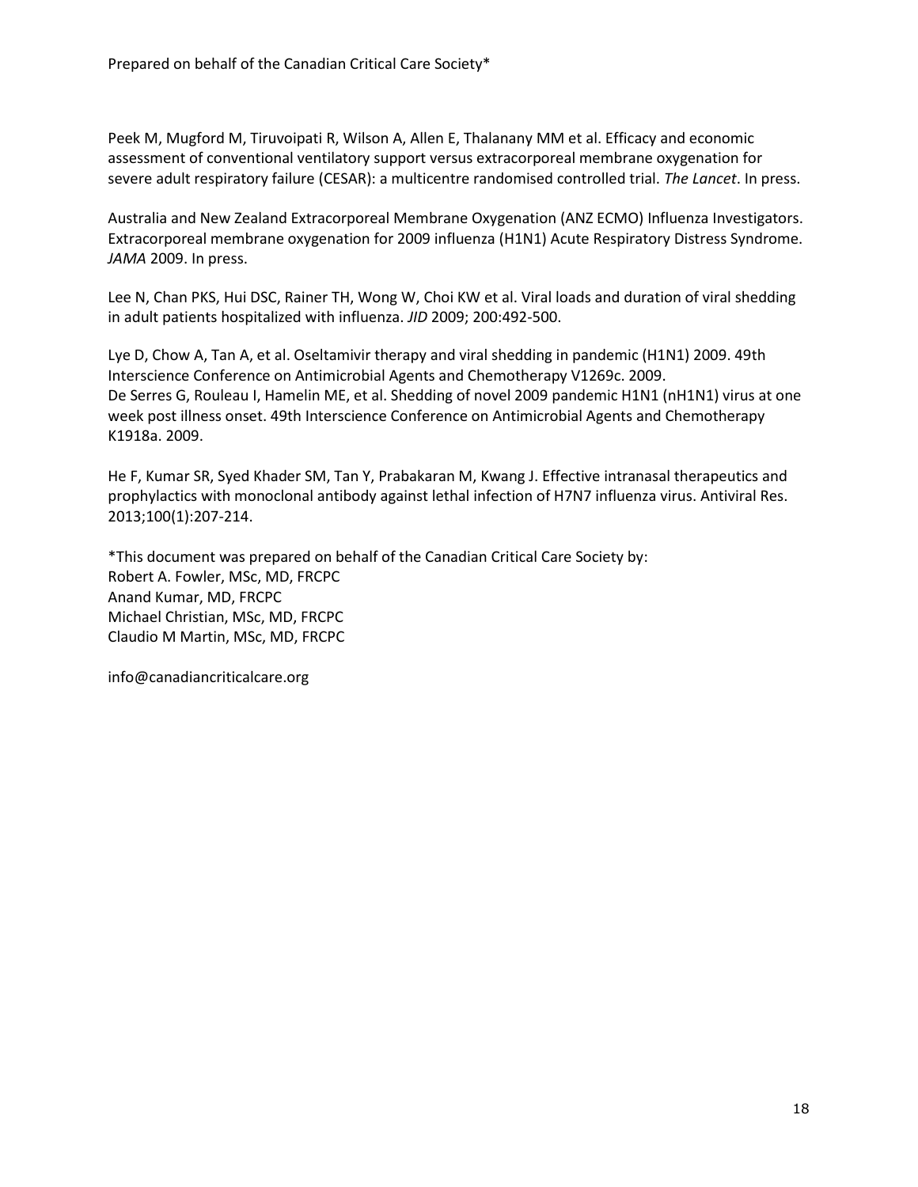Peek M, Mugford M, Tiruvoipati R, Wilson A, Allen E, Thalanany MM et al. Efficacy and economic assessment of conventional ventilatory support versus extracorporeal membrane oxygenation for severe adult respiratory failure (CESAR): a multicentre randomised controlled trial. *The Lancet*. In press.

Australia and New Zealand Extracorporeal Membrane Oxygenation (ANZ ECMO) Influenza Investigators. Extracorporeal membrane oxygenation for 2009 influenza (H1N1) Acute Respiratory Distress Syndrome. *JAMA* 2009. In press.

Lee N, Chan PKS, Hui DSC, Rainer TH, Wong W, Choi KW et al. Viral loads and duration of viral shedding in adult patients hospitalized with influenza. *JID* 2009; 200:492-500.

Lye D, Chow A, Tan A, et al. Oseltamivir therapy and viral shedding in pandemic (H1N1) 2009. 49th Interscience Conference on Antimicrobial Agents and Chemotherapy V1269c. 2009.
De Serres G, Rouleau I, Hamelin ME, et al. Shedding of novel 2009 pandemic H1N1 (nH1N1) virus at one week post illness onset. 49th Interscience Conference on Antimicrobial Agents and Chemotherapy K1918a. 2009.

He F, Kumar SR, Syed Khader SM, Tan Y, Prabakaran M, Kwang J. Effective intranasal therapeutics and prophylactics with monoclonal antibody against lethal infection of H7N7 influenza virus. Antiviral Res. 2013;100(1):207-214.

*This document was prepared on behalf of the Canadian Critical Care Society by:
Robert A. Fowler, MSc, MD, FRCPC
Anand Kumar, MD, FRCPC
Michael Christian, MSc, MD, FRCPC
Claudio M Martin, MSc, MD, FRCPC

info@canadiancriticalcare.org